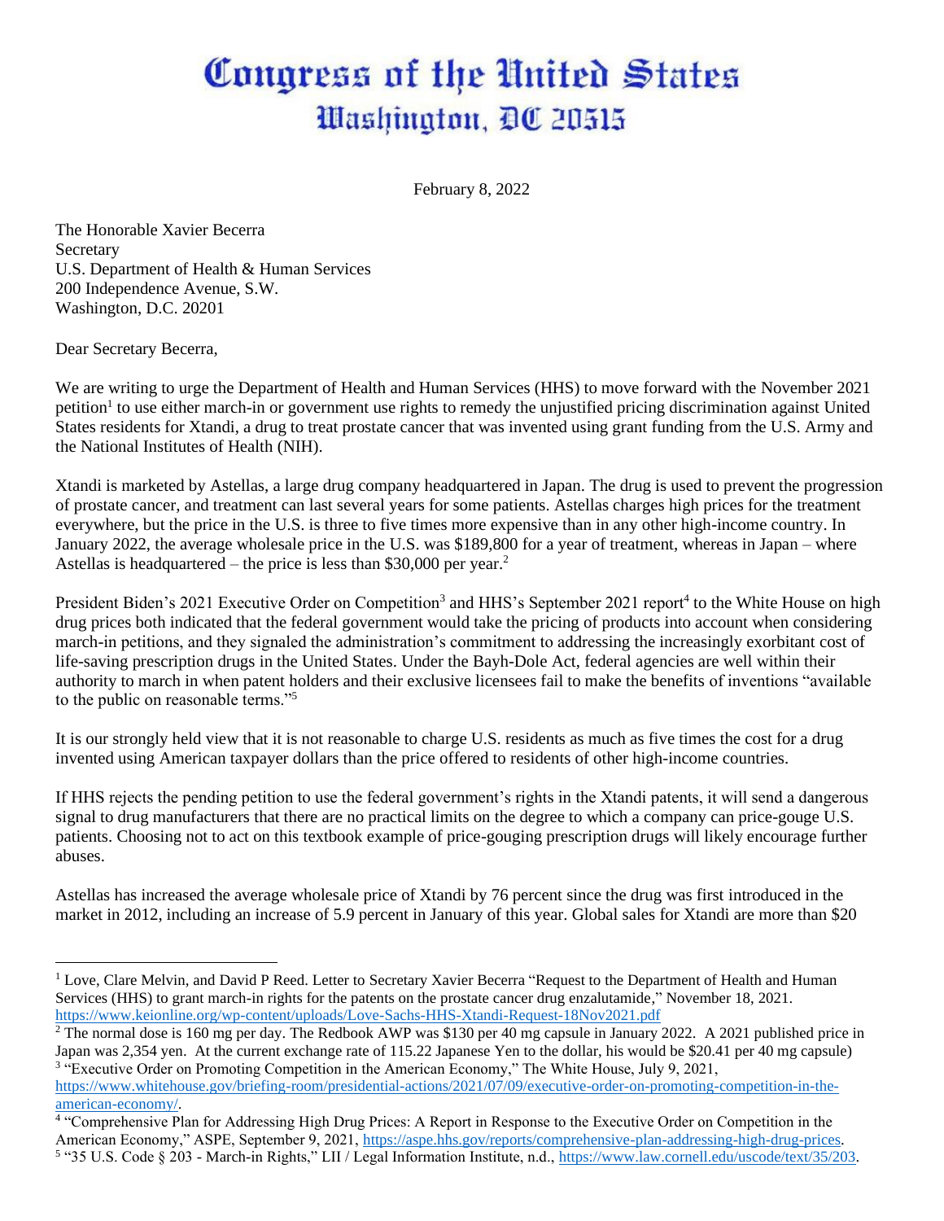# Congress of the United States
## Washington, DC 20515

February 8, 2022

The Honorable Xavier Becerra
Secretary
U.S. Department of Health & Human Services
200 Independence Avenue, S.W.
Washington, D.C. 20201

Dear Secretary Becerra,

We are writing to urge the Department of Health and Human Services (HHS) to move forward with the November 2021 petition[1] to use either march-in or government use rights to remedy the unjustified pricing discrimination against United States residents for Xtandi, a drug to treat prostate cancer that was invented using grant funding from the U.S. Army and the National Institutes of Health (NIH).

Xtandi is marketed by Astellas, a large drug company headquartered in Japan. The drug is used to prevent the progression of prostate cancer, and treatment can last several years for some patients. Astellas charges high prices for the treatment everywhere, but the price in the U.S. is three to five times more expensive than in any other high-income country. In January 2022, the average wholesale price in the U.S. was $189,800 for a year of treatment, whereas in Japan – where Astellas is headquartered – the price is less than $30,000 per year.[2]

President Biden's 2021 Executive Order on Competition[3] and HHS's September 2021 report[4] to the White House on high drug prices both indicated that the federal government would take the pricing of products into account when considering march-in petitions, and they signaled the administration's commitment to addressing the increasingly exorbitant cost of life-saving prescription drugs in the United States. Under the Bayh-Dole Act, federal agencies are well within their authority to march in when patent holders and their exclusive licensees fail to make the benefits of inventions "available to the public on reasonable terms."[5]

It is our strongly held view that it is not reasonable to charge U.S. residents as much as five times the cost for a drug invented using American taxpayer dollars than the price offered to residents of other high-income countries.

If HHS rejects the pending petition to use the federal government's rights in the Xtandi patents, it will send a dangerous signal to drug manufacturers that there are no practical limits on the degree to which a company can price-gouge U.S. patients. Choosing not to act on this textbook example of price-gouging prescription drugs will likely encourage further abuses.

Astellas has increased the average wholesale price of Xtandi by 76 percent since the drug was first introduced in the market in 2012, including an increase of 5.9 percent in January of this year. Global sales for Xtandi are more than $20

---

[1] Love, Clare Melvin, and David P Reed. Letter to Secretary Xavier Becerra "Request to the Department of Health and Human Services (HHS) to grant march-in rights for the patents on the prostate cancer drug enzalutamide," November 18, 2021. https://www.keionline.org/wp-content/uploads/Love-Sachs-HHS-Xtandi-Request-18Nov2021.pdf

[2] The normal dose is 160 mg per day. The Redbook AWP was $130 per 40 mg capsule in January 2022. A 2021 published price in Japan was 2,354 yen. At the current exchange rate of 115.22 Japanese Yen to the dollar, his would be $20.41 per 40 mg capsule)

[3] "Executive Order on Promoting Competition in the American Economy," The White House, July 9, 2021, https://www.whitehouse.gov/briefing-room/presidential-actions/2021/07/09/executive-order-on-promoting-competition-in-the-american-economy/.

[4] "Comprehensive Plan for Addressing High Drug Prices: A Report in Response to the Executive Order on Competition in the American Economy," ASPE, September 9, 2021, https://aspe.hhs.gov/reports/comprehensive-plan-addressing-high-drug-prices.

[5] "35 U.S. Code § 203 - March-in Rights," LII / Legal Information Institute, n.d., https://www.law.cornell.edu/uscode/text/35/203.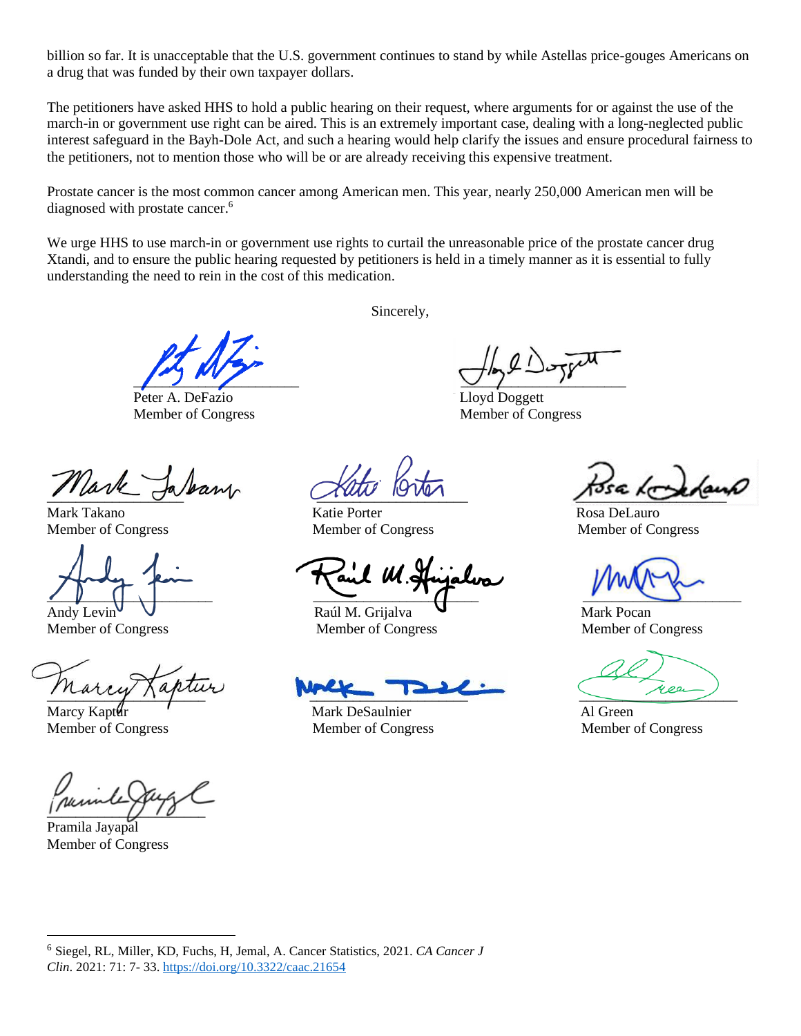billion so far. It is unacceptable that the U.S. government continues to stand by while Astellas price-gouges Americans on a drug that was funded by their own taxpayer dollars.

The petitioners have asked HHS to hold a public hearing on their request, where arguments for or against the use of the march-in or government use right can be aired. This is an extremely important case, dealing with a long-neglected public interest safeguard in the Bayh-Dole Act, and such a hearing would help clarify the issues and ensure procedural fairness to the petitioners, not to mention those who will be or are already receiving this expensive treatment.

Prostate cancer is the most common cancer among American men. This year, nearly 250,000 American men will be diagnosed with prostate cancer.[6]

We urge HHS to use march-in or government use rights to curtail the unreasonable price of the prostate cancer drug Xtandi, and to ensure the public hearing requested by petitioners is held in a timely manner as it is essential to fully understanding the need to rein in the cost of this medication.

Sincerely,

Peter A. DeFazio
Member of Congress

Lloyd Doggett
Member of Congress

Mark Takano
Member of Congress

Katie Porter
Member of Congress

Rosa DeLauro
Member of Congress

Andy Levin
Member of Congress

Raúl M. Grijalva
Member of Congress

Mark Pocan
Member of Congress

Marcy Kaptur
Member of Congress

Mark DeSaulnier
Member of Congress

Al Green
Member of Congress

Pramila Jayapal
Member of Congress

---

[6] Siegel, RL, Miller, KD, Fuchs, H, Jemal, A. Cancer Statistics, 2021. *CA Cancer J Clin*. 2021: 71: 7- 33. https://doi.org/10.3322/caac.21654